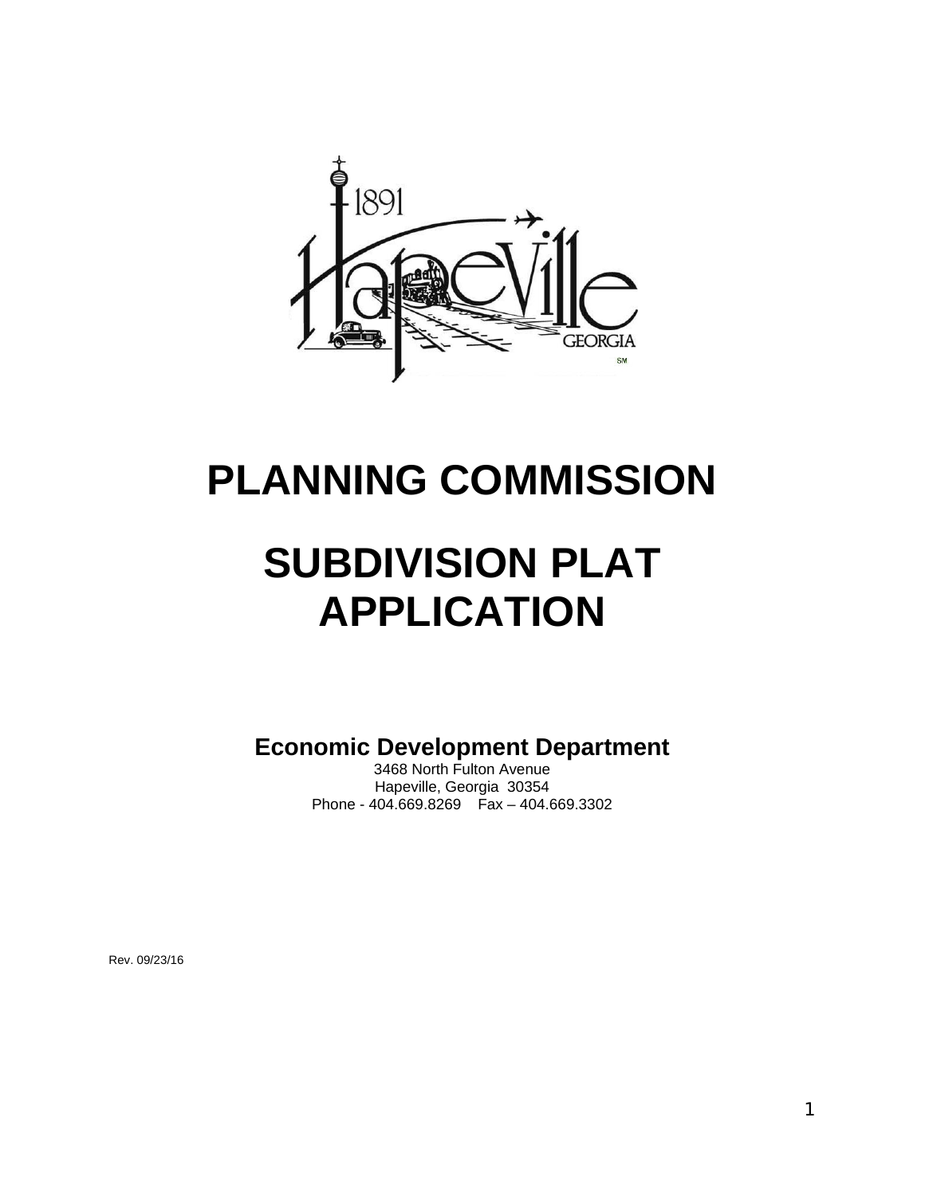# PLANNING COMMISSION

# SUBDIVISION PLAT APPLICATION

**Economic Development Department**

3468 North Fulton Avenue
Hapeville, Georgia 30354
Phone - 404.669.8269 Fax – 404.669.3302

Rev. 09/23/16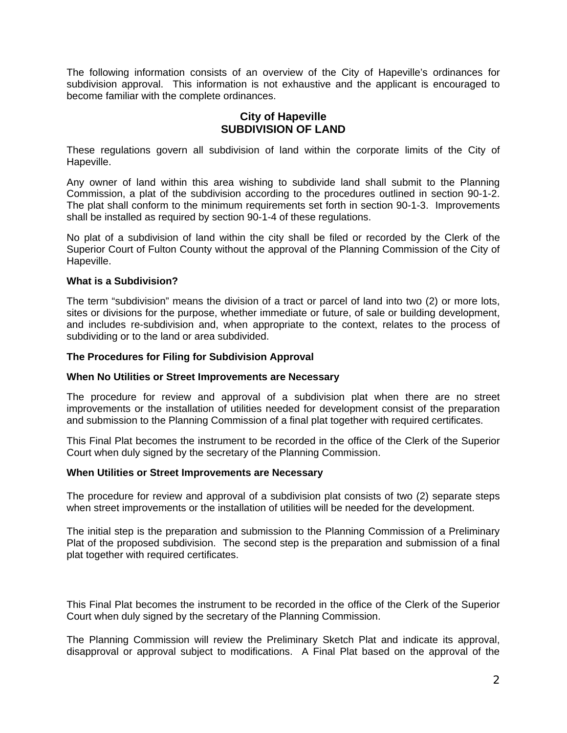The following information consists of an overview of the City of Hapeville's ordinances for subdivision approval. This information is not exhaustive and the applicant is encouraged to become familiar with the complete ordinances.

## City of Hapeville
## SUBDIVISION OF LAND

These regulations govern all subdivision of land within the corporate limits of the City of Hapeville.

Any owner of land within this area wishing to subdivide land shall submit to the Planning Commission, a plat of the subdivision according to the procedures outlined in section 90-1-2. The plat shall conform to the minimum requirements set forth in section 90-1-3. Improvements shall be installed as required by section 90-1-4 of these regulations.

No plat of a subdivision of land within the city shall be filed or recorded by the Clerk of the Superior Court of Fulton County without the approval of the Planning Commission of the City of Hapeville.

**What is a Subdivision?**

The term "subdivision" means the division of a tract or parcel of land into two (2) or more lots, sites or divisions for the purpose, whether immediate or future, of sale or building development, and includes re-subdivision and, when appropriate to the context, relates to the process of subdividing or to the land or area subdivided.

**The Procedures for Filing for Subdivision Approval**

**When No Utilities or Street Improvements are Necessary**

The procedure for review and approval of a subdivision plat when there are no street improvements or the installation of utilities needed for development consist of the preparation and submission to the Planning Commission of a final plat together with required certificates.

This Final Plat becomes the instrument to be recorded in the office of the Clerk of the Superior Court when duly signed by the secretary of the Planning Commission.

**When Utilities or Street Improvements are Necessary**

The procedure for review and approval of a subdivision plat consists of two (2) separate steps when street improvements or the installation of utilities will be needed for the development.

The initial step is the preparation and submission to the Planning Commission of a Preliminary Plat of the proposed subdivision. The second step is the preparation and submission of a final plat together with required certificates.

This Final Plat becomes the instrument to be recorded in the office of the Clerk of the Superior Court when duly signed by the secretary of the Planning Commission.

The Planning Commission will review the Preliminary Sketch Plat and indicate its approval, disapproval or approval subject to modifications. A Final Plat based on the approval of the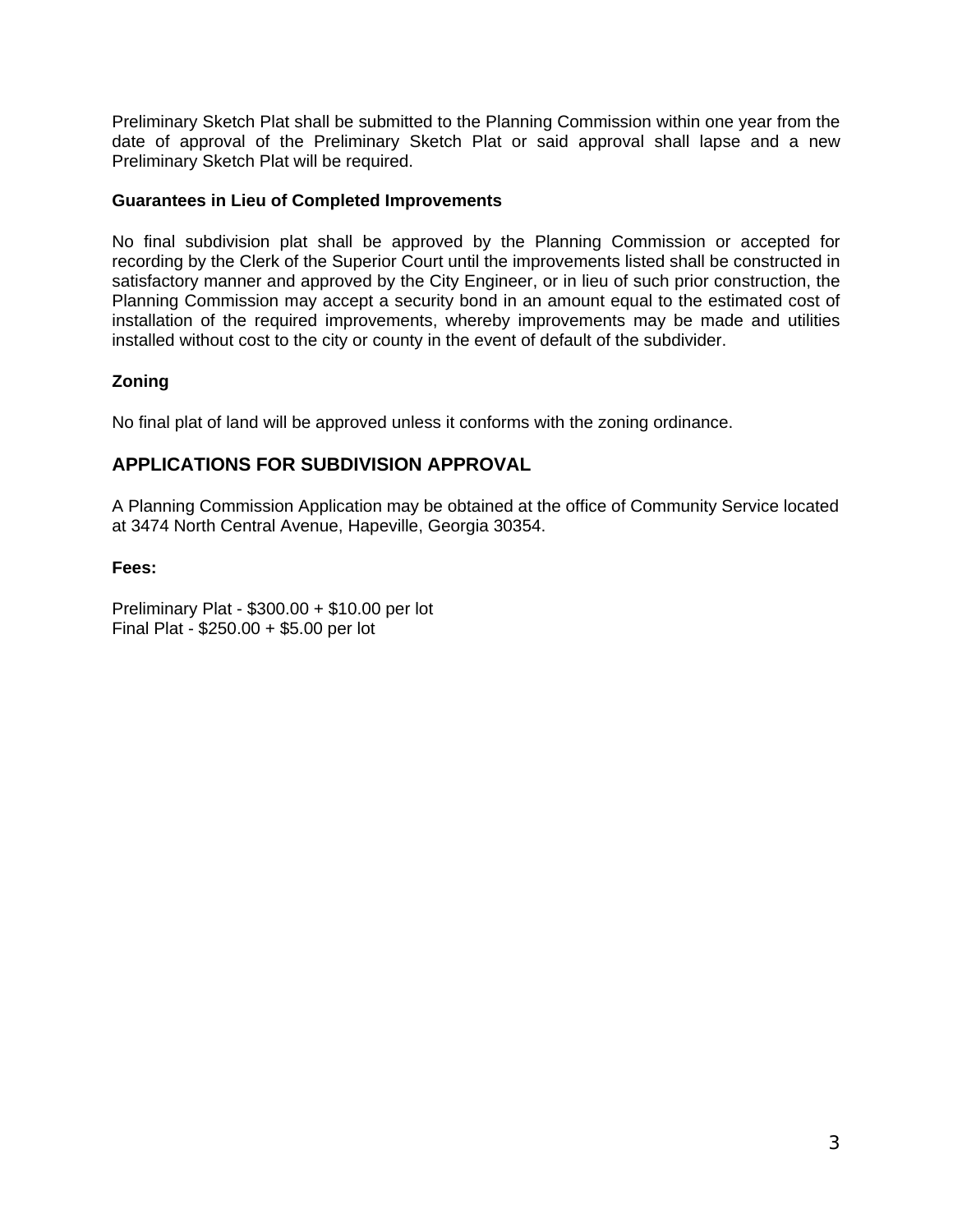Preliminary Sketch Plat shall be submitted to the Planning Commission within one year from the date of approval of the Preliminary Sketch Plat or said approval shall lapse and a new Preliminary Sketch Plat will be required.

**Guarantees in Lieu of Completed Improvements**

No final subdivision plat shall be approved by the Planning Commission or accepted for recording by the Clerk of the Superior Court until the improvements listed shall be constructed in satisfactory manner and approved by the City Engineer, or in lieu of such prior construction, the Planning Commission may accept a security bond in an amount equal to the estimated cost of installation of the required improvements, whereby improvements may be made and utilities installed without cost to the city or county in the event of default of the subdivider.

**Zoning**

No final plat of land will be approved unless it conforms with the zoning ordinance.

## APPLICATIONS FOR SUBDIVISION APPROVAL

A Planning Commission Application may be obtained at the office of Community Service located at 3474 North Central Avenue, Hapeville, Georgia 30354.

**Fees:**

Preliminary Plat - $300.00 + $10.00 per lot
Final Plat - $250.00 + $5.00 per lot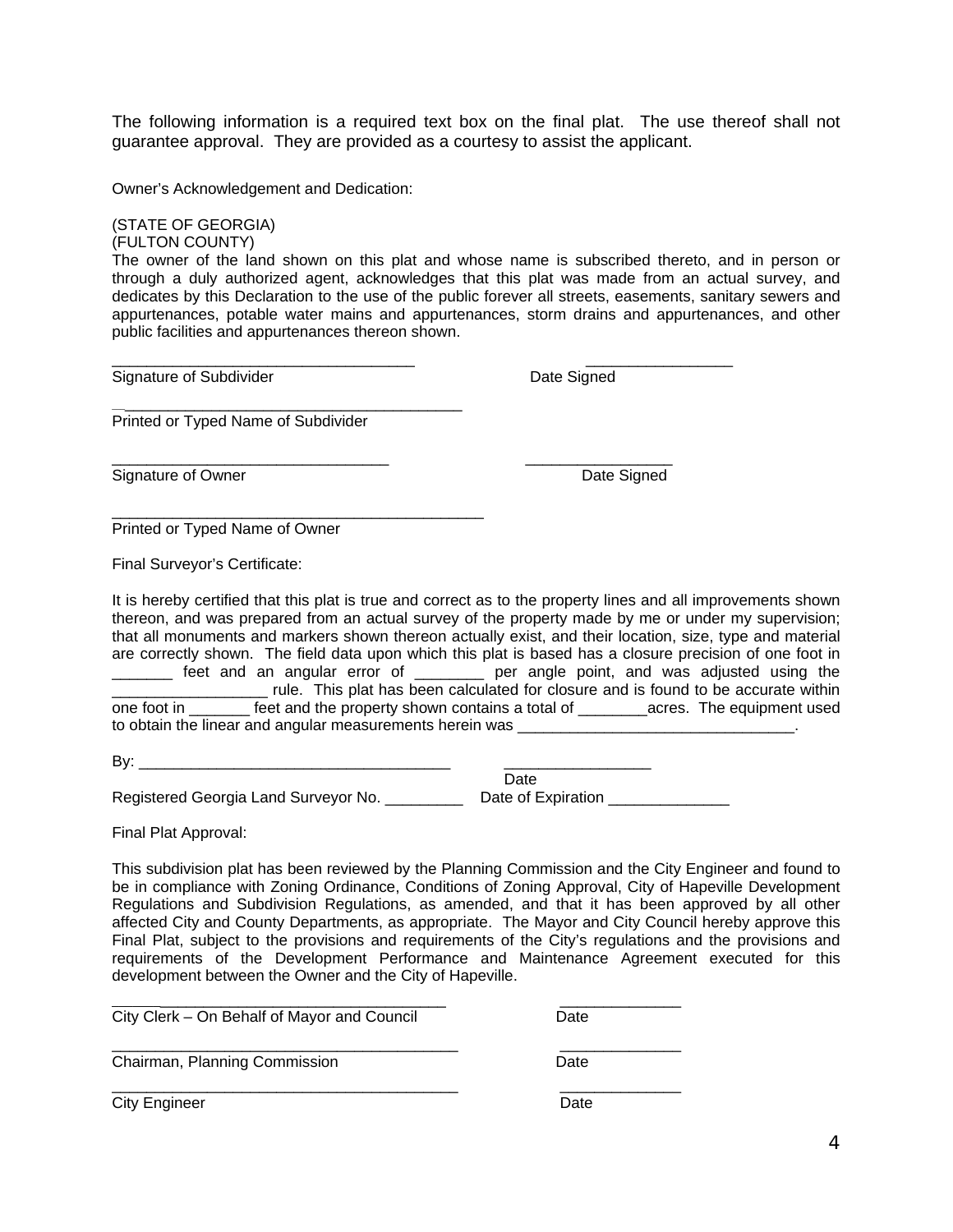The following information is a required text box on the final plat. The use thereof shall not guarantee approval. They are provided as a courtesy to assist the applicant.

Owner's Acknowledgement and Dedication:

(STATE OF GEORGIA)
(FULTON COUNTY)
The owner of the land shown on this plat and whose name is subscribed thereto, and in person or through a duly authorized agent, acknowledges that this plat was made from an actual survey, and dedicates by this Declaration to the use of the public forever all streets, easements, sanitary sewers and appurtenances, potable water mains and appurtenances, storm drains and appurtenances, and other public facilities and appurtenances thereon shown.

___________________________________ _________________
Signature of Subdivider Date Signed

________________________________________
Printed or Typed Name of Subdivider

________________________________ _________________
Signature of Owner Date Signed

___________________________________________
Printed or Typed Name of Owner

Final Surveyor's Certificate:

It is hereby certified that this plat is true and correct as to the property lines and all improvements shown thereon, and was prepared from an actual survey of the property made by me or under my supervision; that all monuments and markers shown thereon actually exist, and their location, size, type and material are correctly shown. The field data upon which this plat is based has a closure precision of one foot in _______ feet and an angular error of ________ per angle point, and was adjusted using the __________________ rule. This plat has been calculated for closure and is found to be accurate within one foot in _______ feet and the property shown contains a total of ________acres. The equipment used to obtain the linear and angular measurements herein was ________________________________.

By: ____________________________________ _________________
Date
Registered Georgia Land Surveyor No. _________ Date of Expiration ______________

Final Plat Approval:

This subdivision plat has been reviewed by the Planning Commission and the City Engineer and found to be in compliance with Zoning Ordinance, Conditions of Zoning Approval, City of Hapeville Development Regulations and Subdivision Regulations, as amended, and that it has been approved by all other affected City and County Departments, as appropriate. The Mayor and City Council hereby approve this Final Plat, subject to the provisions and requirements of the City's regulations and the provisions and requirements of the Development Performance and Maintenance Agreement executed for this development between the Owner and the City of Hapeville.

_______________________________________ ______________
City Clerk – On Behalf of Mayor and Council Date

________________________________________ ______________
Chairman, Planning Commission Date

________________________________________ ______________
City Engineer Date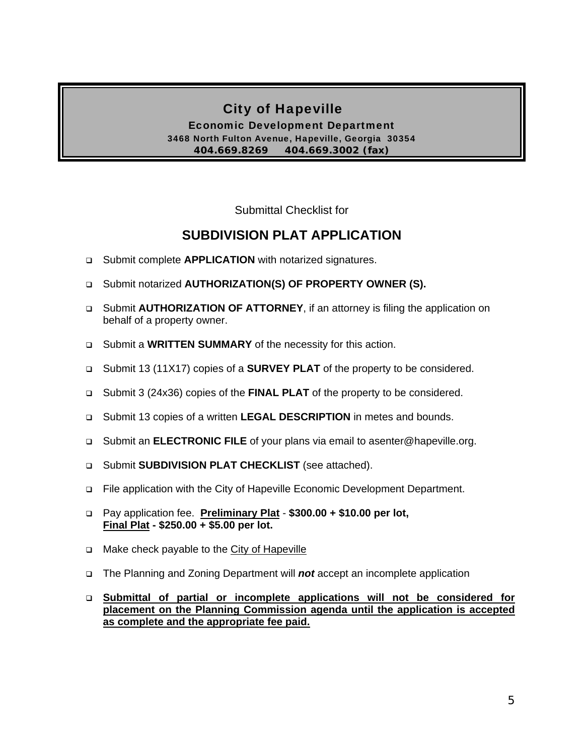**City of Hapeville**

**Economic Development Department**

**3468 North Fulton Avenue, Hapeville, Georgia 30354**

**404.669.8269 404.669.3002 (fax)**

Submittal Checklist for

## SUBDIVISION PLAT APPLICATION

- Submit complete **APPLICATION** with notarized signatures.
- Submit notarized **AUTHORIZATION(S) OF PROPERTY OWNER (S).**
- Submit **AUTHORIZATION OF ATTORNEY**, if an attorney is filing the application on behalf of a property owner.
- Submit a **WRITTEN SUMMARY** of the necessity for this action.
- Submit 13 (11X17) copies of a **SURVEY PLAT** of the property to be considered.
- Submit 3 (24x36) copies of the **FINAL PLAT** of the property to be considered.
- Submit 13 copies of a written **LEGAL DESCRIPTION** in metes and bounds.
- Submit an **ELECTRONIC FILE** of your plans via email to asenter@hapeville.org.
- Submit **SUBDIVISION PLAT CHECKLIST** (see attached).
- File application with the City of Hapeville Economic Development Department.
- Pay application fee. <u>**Preliminary Plat**</u> - **$300.00 + $10.00 per lot,** <u>**Final Plat**</u> **- $250.00 + $5.00 per lot.**
- Make check payable to the <u>City of Hapeville</u>
- The Planning and Zoning Department will ***not*** accept an incomplete application
- <u>**Submittal of partial or incomplete applications will not be considered for placement on the Planning Commission agenda until the application is accepted as complete and the appropriate fee paid.**</u>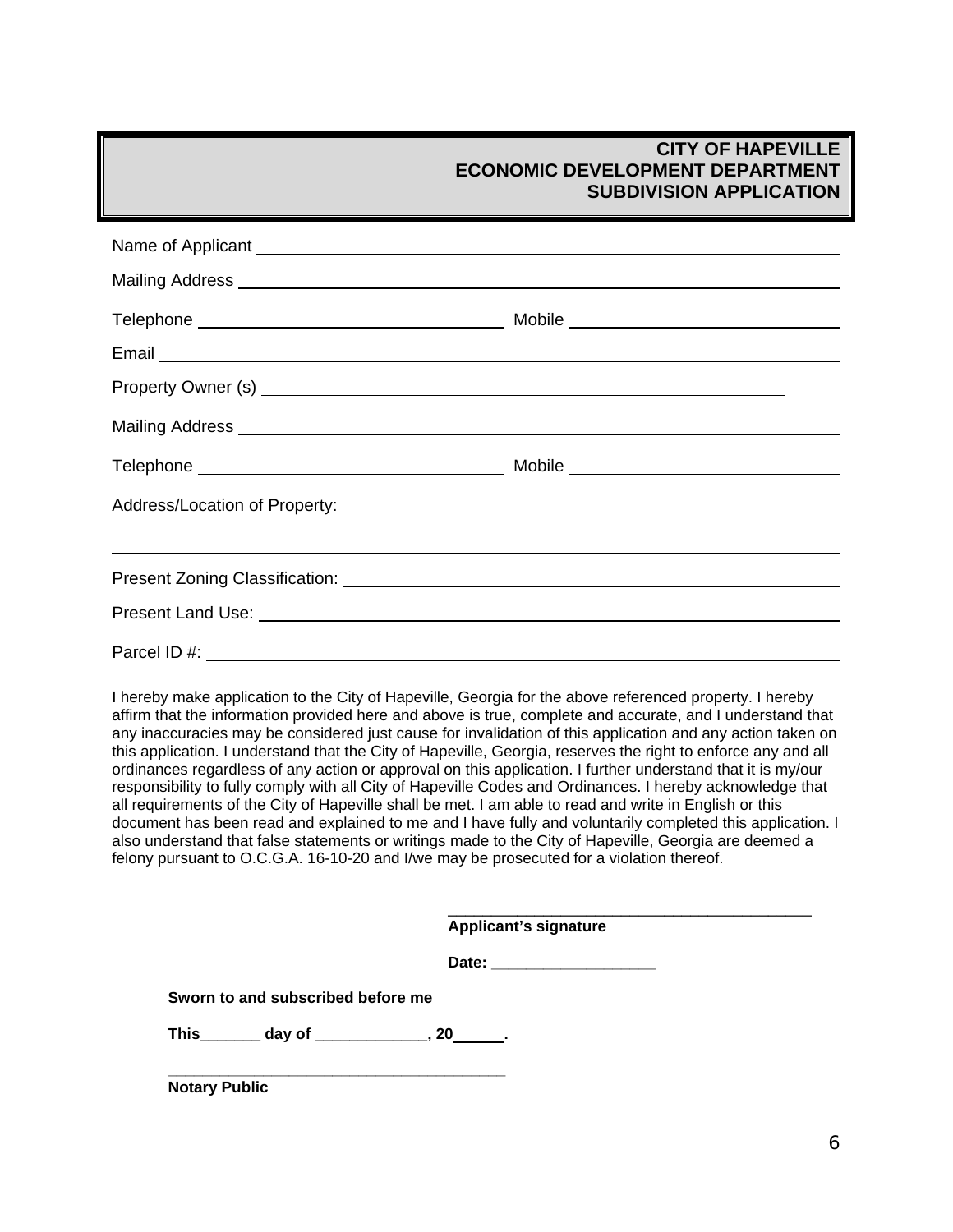**CITY OF HAPEVILLE**
**ECONOMIC DEVELOPMENT DEPARTMENT**
**SUBDIVISION APPLICATION**

Name of Applicant ______________________________________________

Mailing Address ______________________________________________

Telephone ____________________________ Mobile ____________________________

Email ______________________________________________

Property Owner (s) ______________________________________________

Mailing Address ______________________________________________

Telephone ____________________________ Mobile ____________________________

Address/Location of Property:

______________________________________________

Present Zoning Classification: ______________________________________________

Present Land Use: ______________________________________________

Parcel ID #: ______________________________________________

I hereby make application to the City of Hapeville, Georgia for the above referenced property. I hereby affirm that the information provided here and above is true, complete and accurate, and I understand that any inaccuracies may be considered just cause for invalidation of this application and any action taken on this application. I understand that the City of Hapeville, Georgia, reserves the right to enforce any and all ordinances regardless of any action or approval on this application. I further understand that it is my/our responsibility to fully comply with all City of Hapeville Codes and Ordinances. I hereby acknowledge that all requirements of the City of Hapeville shall be met. I am able to read and write in English or this document has been read and explained to me and I have fully and voluntarily completed this application. I also understand that false statements or writings made to the City of Hapeville, Georgia are deemed a felony pursuant to O.C.G.A. 16-10-20 and I/we may be prosecuted for a violation thereof.

______________________________________________
**Applicant's signature**

**Date: ___________________**

**Sworn to and subscribed before me**

**This_______ day of _____________, 20______.**

______________________________________________
**Notary Public**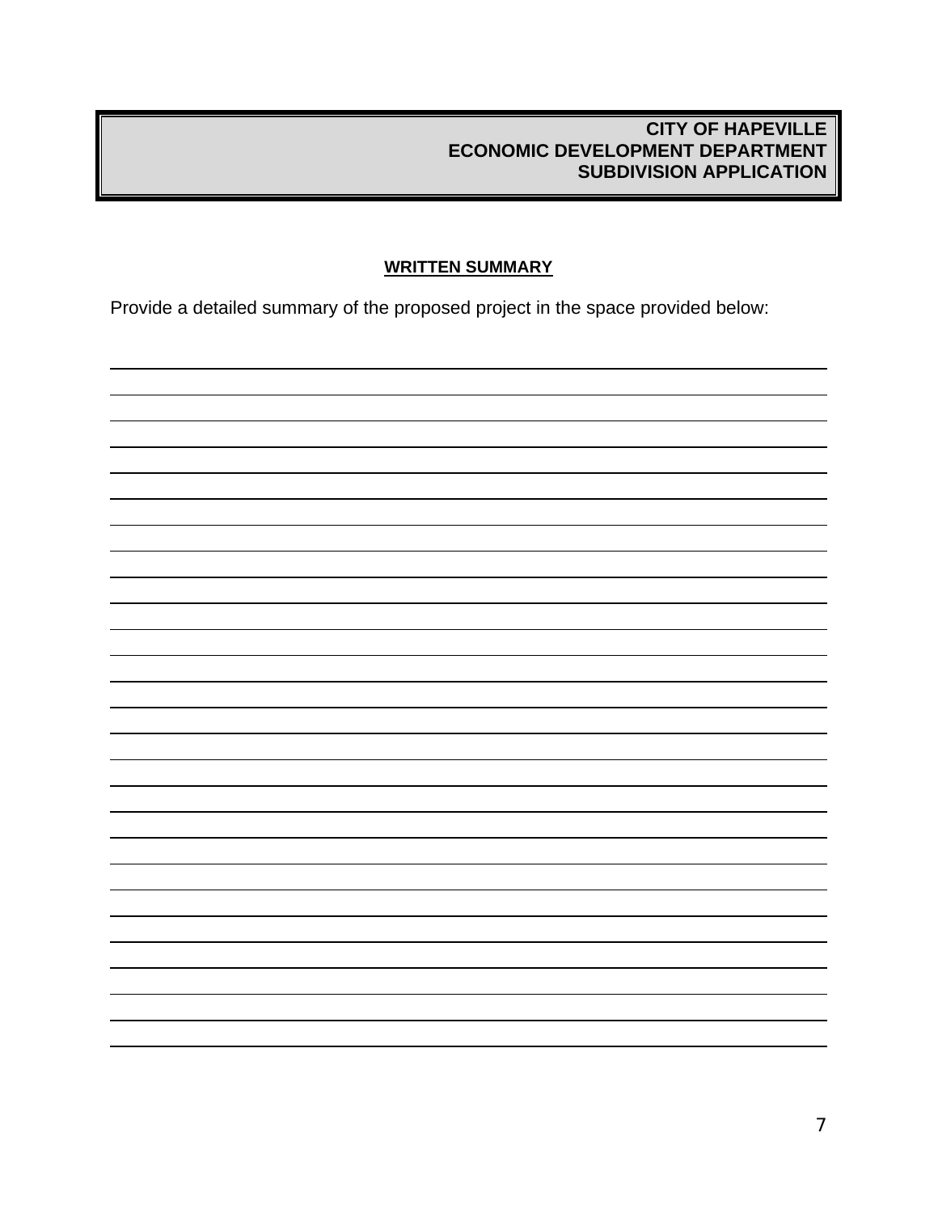**CITY OF HAPEVILLE**
**ECONOMIC DEVELOPMENT DEPARTMENT**
**SUBDIVISION APPLICATION**

## WRITTEN SUMMARY

Provide a detailed summary of the proposed project in the space provided below:

___________________________________________________________________________

___________________________________________________________________________

___________________________________________________________________________

___________________________________________________________________________

___________________________________________________________________________

___________________________________________________________________________

___________________________________________________________________________

___________________________________________________________________________

___________________________________________________________________________

___________________________________________________________________________

___________________________________________________________________________

___________________________________________________________________________

___________________________________________________________________________

___________________________________________________________________________

___________________________________________________________________________

___________________________________________________________________________

___________________________________________________________________________

___________________________________________________________________________

___________________________________________________________________________

___________________________________________________________________________

___________________________________________________________________________

___________________________________________________________________________

___________________________________________________________________________

___________________________________________________________________________

___________________________________________________________________________

___________________________________________________________________________

___________________________________________________________________________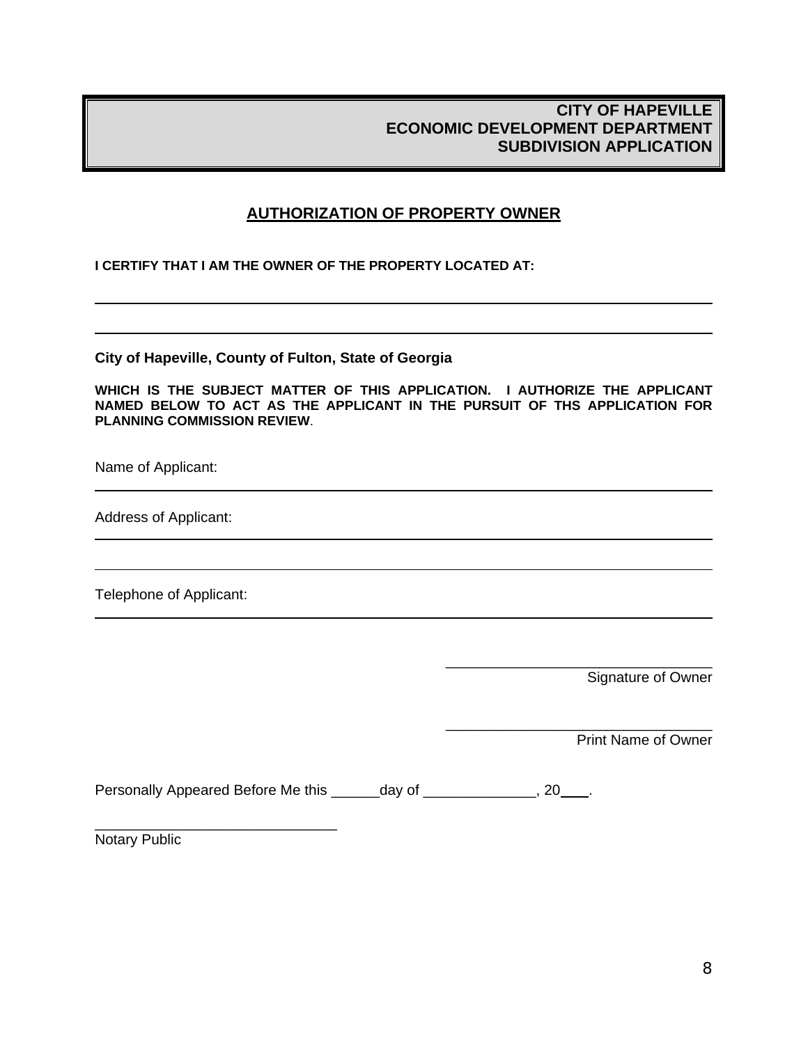**CITY OF HAPEVILLE**
**ECONOMIC DEVELOPMENT DEPARTMENT**
**SUBDIVISION APPLICATION**

## AUTHORIZATION OF PROPERTY OWNER

**I CERTIFY THAT I AM THE OWNER OF THE PROPERTY LOCATED AT:**

_______________________________________________________________________________

_______________________________________________________________________________

**City of Hapeville, County of Fulton, State of Georgia**

**WHICH IS THE SUBJECT MATTER OF THIS APPLICATION. I AUTHORIZE THE APPLICANT NAMED BELOW TO ACT AS THE APPLICANT IN THE PURSUIT OF THS APPLICATION FOR PLANNING COMMISSION REVIEW**.

Name of Applicant:

_______________________________________________________________________________

Address of Applicant:

_______________________________________________________________________________

_______________________________________________________________________________

Telephone of Applicant:

_______________________________________________________________________________

_________________________________
Signature of Owner

_________________________________
Print Name of Owner

Personally Appeared Before Me this ______day of ______________, 20____.

______________________________
Notary Public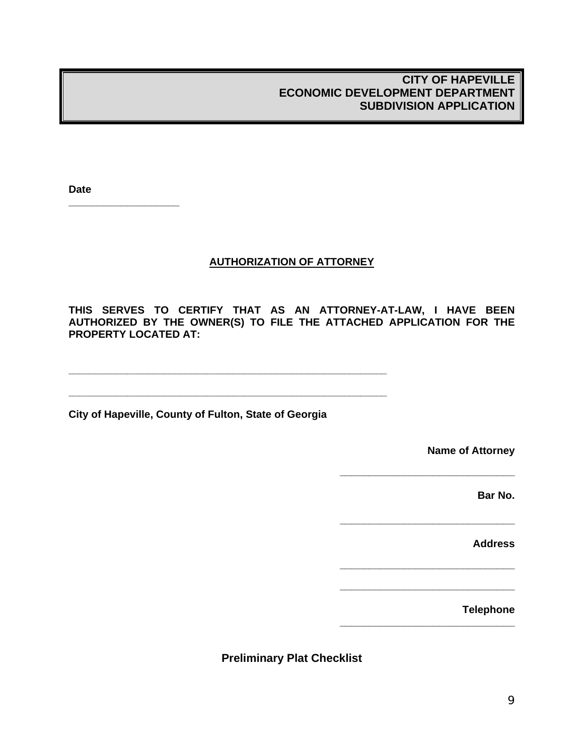**CITY OF HAPEVILLE**
**ECONOMIC DEVELOPMENT DEPARTMENT**
**SUBDIVISION APPLICATION**

**Date**

____________________

## AUTHORIZATION OF ATTORNEY

**THIS SERVES TO CERTIFY THAT AS AN ATTORNEY-AT-LAW, I HAVE BEEN AUTHORIZED BY THE OWNER(S) TO FILE THE ATTACHED APPLICATION FOR THE PROPERTY LOCATED AT:**

____________________________________________________________

____________________________________________________________

**City of Hapeville, County of Fulton, State of Georgia**

**Name of Attorney**

______________________________

**Bar No.**

______________________________

**Address**

______________________________

______________________________

**Telephone**

______________________________

**Preliminary Plat Checklist**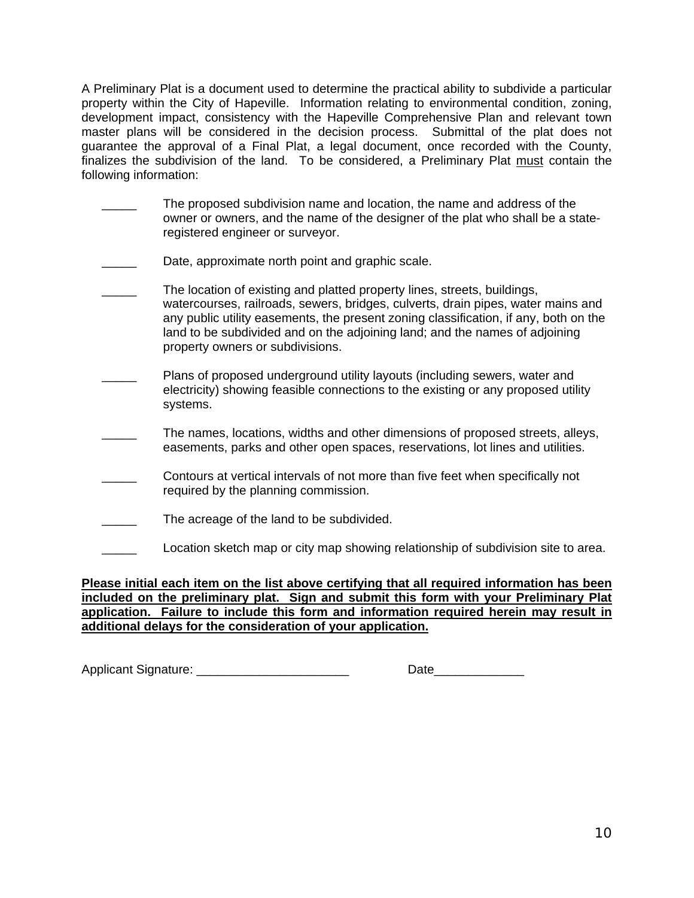A Preliminary Plat is a document used to determine the practical ability to subdivide a particular property within the City of Hapeville. Information relating to environmental condition, zoning, development impact, consistency with the Hapeville Comprehensive Plan and relevant town master plans will be considered in the decision process. Submittal of the plat does not guarantee the approval of a Final Plat, a legal document, once recorded with the County, finalizes the subdivision of the land. To be considered, a Preliminary Plat <u>must</u> contain the following information:

_____ The proposed subdivision name and location, the name and address of the owner or owners, and the name of the designer of the plat who shall be a state-registered engineer or surveyor.

_____ Date, approximate north point and graphic scale.

_____ The location of existing and platted property lines, streets, buildings, watercourses, railroads, sewers, bridges, culverts, drain pipes, water mains and any public utility easements, the present zoning classification, if any, both on the land to be subdivided and on the adjoining land; and the names of adjoining property owners or subdivisions.

_____ Plans of proposed underground utility layouts (including sewers, water and electricity) showing feasible connections to the existing or any proposed utility systems.

_____ The names, locations, widths and other dimensions of proposed streets, alleys, easements, parks and other open spaces, reservations, lot lines and utilities.

_____ Contours at vertical intervals of not more than five feet when specifically not required by the planning commission.

_____ The acreage of the land to be subdivided.

_____ Location sketch map or city map showing relationship of subdivision site to area.

**<u>Please initial each item on the list above certifying that all required information has been included on the preliminary plat. Sign and submit this form with your Preliminary Plat application. Failure to include this form and information required herein may result in additional delays for the consideration of your application.</u>**

Applicant Signature: ______________________ Date_____________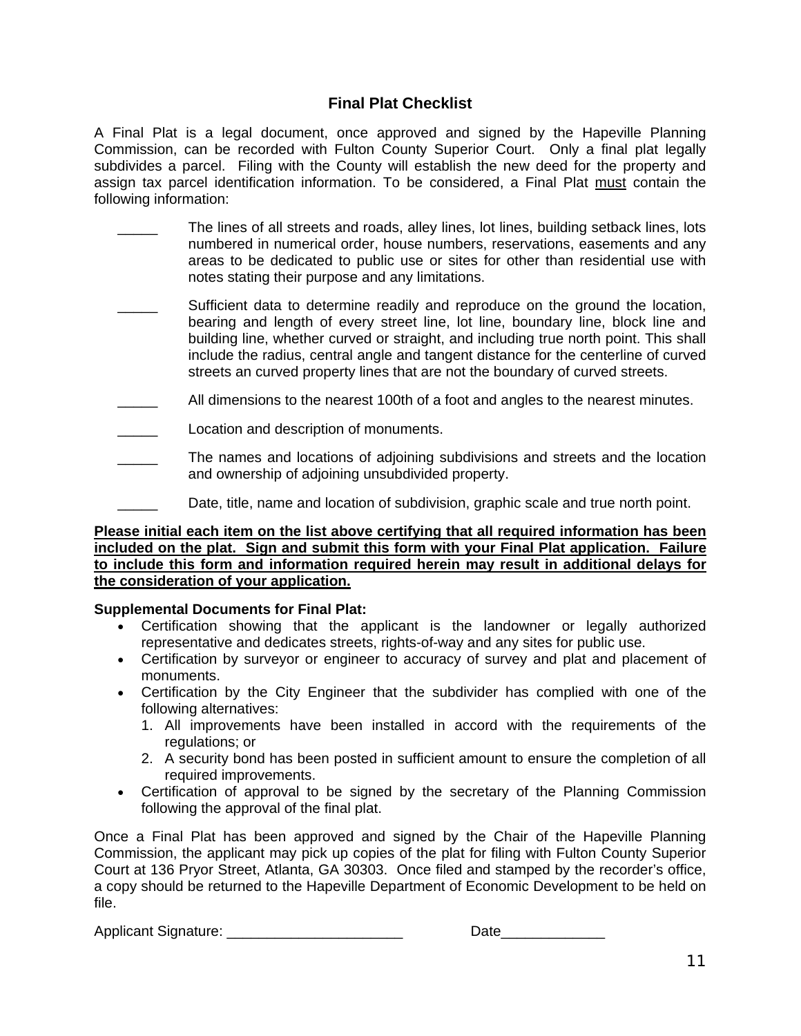## Final Plat Checklist

A Final Plat is a legal document, once approved and signed by the Hapeville Planning Commission, can be recorded with Fulton County Superior Court. Only a final plat legally subdivides a parcel. Filing with the County will establish the new deed for the property and assign tax parcel identification information. To be considered, a Final Plat <u>must</u> contain the following information:

_____ The lines of all streets and roads, alley lines, lot lines, building setback lines, lots numbered in numerical order, house numbers, reservations, easements and any areas to be dedicated to public use or sites for other than residential use with notes stating their purpose and any limitations.

_____ Sufficient data to determine readily and reproduce on the ground the location, bearing and length of every street line, lot line, boundary line, block line and building line, whether curved or straight, and including true north point. This shall include the radius, central angle and tangent distance for the centerline of curved streets an curved property lines that are not the boundary of curved streets.

_____ All dimensions to the nearest 100th of a foot and angles to the nearest minutes.

_____ Location and description of monuments.

_____ The names and locations of adjoining subdivisions and streets and the location and ownership of adjoining unsubdivided property.

_____ Date, title, name and location of subdivision, graphic scale and true north point.

**<u>Please initial each item on the list above certifying that all required information has been included on the plat. Sign and submit this form with your Final Plat application. Failure to include this form and information required herein may result in additional delays for the consideration of your application.</u>**

**Supplemental Documents for Final Plat:**

- Certification showing that the applicant is the landowner or legally authorized representative and dedicates streets, rights-of-way and any sites for public use.
- Certification by surveyor or engineer to accuracy of survey and plat and placement of monuments.
- Certification by the City Engineer that the subdivider has complied with one of the following alternatives:
  1. All improvements have been installed in accord with the requirements of the regulations; or
  2. A security bond has been posted in sufficient amount to ensure the completion of all required improvements.
- Certification of approval to be signed by the secretary of the Planning Commission following the approval of the final plat.

Once a Final Plat has been approved and signed by the Chair of the Hapeville Planning Commission, the applicant may pick up copies of the plat for filing with Fulton County Superior Court at 136 Pryor Street, Atlanta, GA 30303. Once filed and stamped by the recorder's office, a copy should be returned to the Hapeville Department of Economic Development to be held on file.

Applicant Signature: ______________________ Date_____________